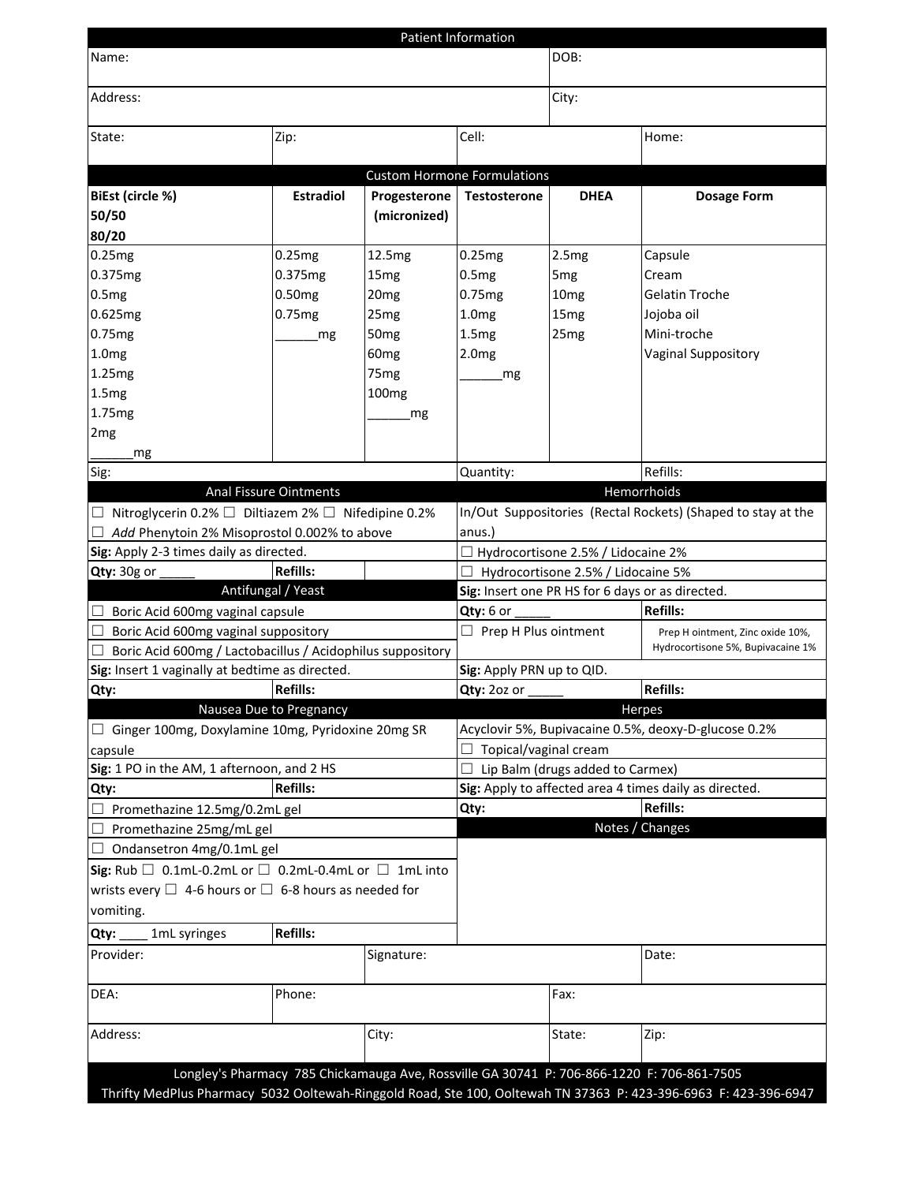## Patient Information

| Name: | | | | DOB: | |
|---|---|---|---|---|---|
| Address: | | | | City: | |
| State: | Zip: | | Cell: | | Home: |

## Custom Hormone Formulations

| BiEst (circle %) 50/50 80/20 | Estradiol | Progesterone (micronized) | Testosterone | DHEA | Dosage Form |
|---|---|---|---|---|---|
| 0.25mg | 0.25mg | 12.5mg | 0.25mg | 2.5mg | Capsule |
| 0.375mg | 0.375mg | 15mg | 0.5mg | 5mg | Cream |
| 0.5mg | 0.50mg | 20mg | 0.75mg | 10mg | Gelatin Troche |
| 0.625mg | 0.75mg | 25mg | 1.0mg | 15mg | Jojoba oil |
| 0.75mg | ______mg | 50mg | 1.5mg | 25mg | Mini-troche |
| 1.0mg | | 60mg | 2.0mg | | Vaginal Suppository |
| 1.25mg | | 75mg | ______mg | | |
| 1.5mg | | 100mg | | | |
| 1.75mg | | ______mg | | | |
| 2mg | | | | | |
| ______mg | | | | | |
| Sig: | | | Quantity: | | Refills: |

## Anal Fissure Ointments

☐ Nitroglycerin 0.2% ☐ Diltiazem 2% ☐ Nifedipine 0.2%

☐ *Add* Phenytoin 2% Misoprostol 0.002% to above

**Sig:** Apply 2-3 times daily as directed.

**Qty:** 30g or _____ | **Refills:**

## Hemorrhoids

In/Out Suppositories (Rectal Rockets) (Shaped to stay at the anus.)

☐ Hydrocortisone 2.5% / Lidocaine 2%

☐ Hydrocortisone 2.5% / Lidocaine 5%

**Sig:** Insert one PR HS for 6 days or as directed.

**Qty:** 6 or _____ | **Refills:**

☐ Prep H Plus ointment — Prep H ointment, Zinc oxide 10%, Hydrocortisone 5%, Bupivacaine 1%

**Sig:** Apply PRN up to QID.

**Qty:** 2oz or _____ | **Refills:**

## Antifungal / Yeast

☐ Boric Acid 600mg vaginal capsule

☐ Boric Acid 600mg vaginal suppository

☐ Boric Acid 600mg / Lactobacillus / Acidophilus suppository

**Sig:** Insert 1 vaginally at bedtime as directed.

**Qty:** | **Refills:**

## Nausea Due to Pregnancy

☐ Ginger 100mg, Doxylamine 10mg, Pyridoxine 20mg SR capsule

**Sig:** 1 PO in the AM, 1 afternoon, and 2 HS

**Qty:** | **Refills:**

☐ Promethazine 12.5mg/0.2mL gel

☐ Promethazine 25mg/mL gel

☐ Ondansetron 4mg/0.1mL gel

**Sig:** Rub ☐ 0.1mL-0.2mL or ☐ 0.2mL-0.4mL or ☐ 1mL into wrists every ☐ 4-6 hours or ☐ 6-8 hours as needed for vomiting.

**Qty:** ____ 1mL syringes | **Refills:**

## Herpes

Acyclovir 5%, Bupivacaine 0.5%, deoxy-D-glucose 0.2%

☐ Topical/vaginal cream

☐ Lip Balm (drugs added to Carmex)

**Sig:** Apply to affected area 4 times daily as directed.

**Qty:** | **Refills:**

## Notes / Changes

| Provider: | | Signature: | | Date: |
|---|---|---|---|---|
| DEA: | Phone: | | Fax: | |
| Address: | | City: | State: | Zip: |

Longley's Pharmacy 785 Chickamauga Ave, Rossville GA 30741 P: 706-866-1220 F: 706-861-7505

Thrifty MedPlus Pharmacy 5032 Ooltewah-Ringgold Road, Ste 100, Ooltewah TN 37363 P: 423-396-6963 F: 423-396-6947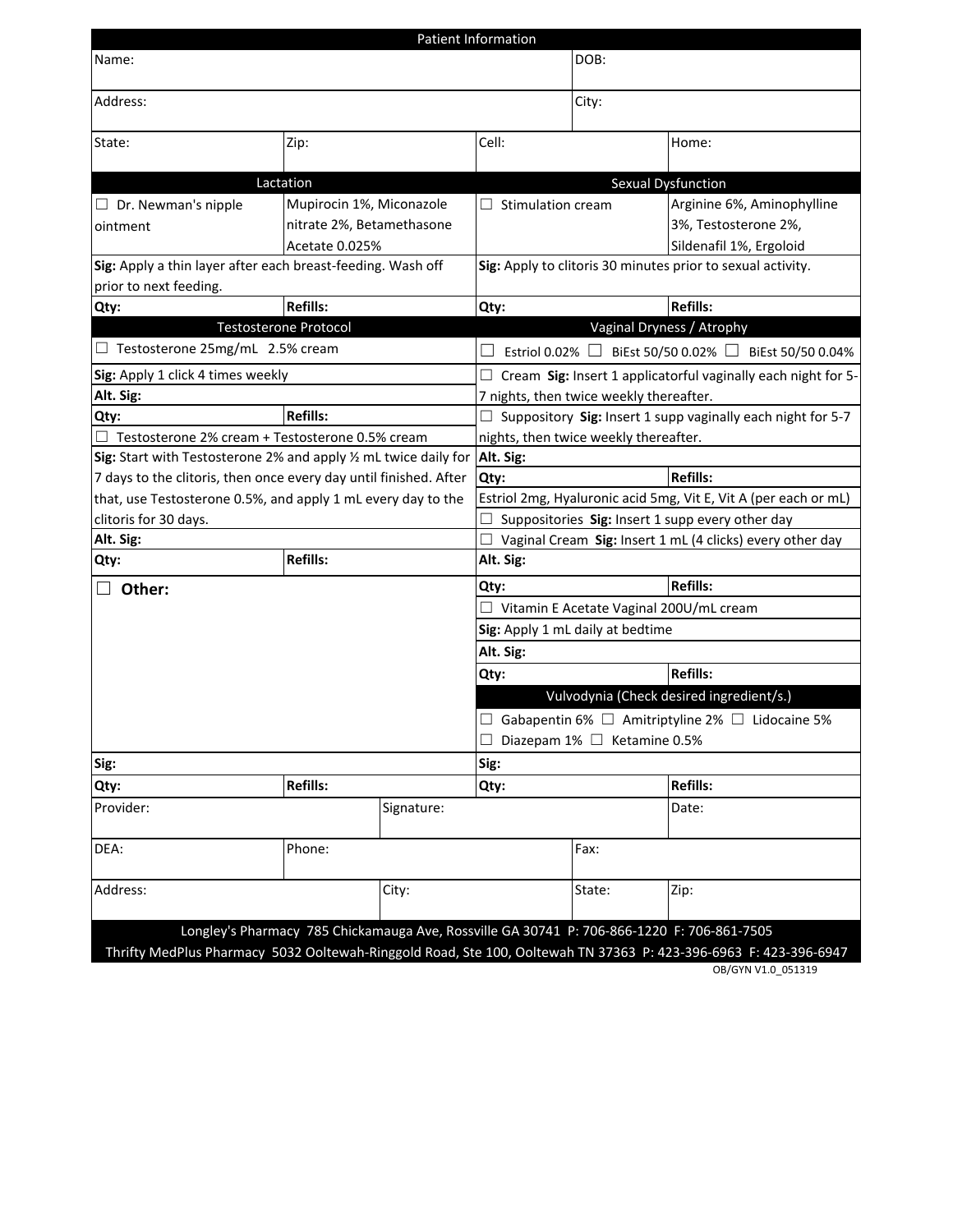## Patient Information

| | | | |
|---|---|---|---|
| Name: | | DOB: | |
| Address: | | City: | |
| State: | Zip: | Cell: | Home: |

## Lactation

| | |
|---|---|
| ☐ Dr. Newman's nipple ointment | Mupirocin 1%, Miconazole nitrate 2%, Betamethasone Acetate 0.025% |
| **Sig:** Apply a thin layer after each breast-feeding. Wash off prior to next feeding. | |
| **Qty:** | **Refills:** |

## Sexual Dysfunction

| | |
|---|---|
| ☐ Stimulation cream | Arginine 6%, Aminophylline 3%, Testosterone 2%, Sildenafil 1%, Ergoloid |
| **Sig:** Apply to clitoris 30 minutes prior to sexual activity. | |
| **Qty:** | **Refills:** |

## Testosterone Protocol

| | |
|---|---|
| ☐ Testosterone 25mg/mL 2.5% cream | |
| **Sig:** Apply 1 click 4 times weekly | |
| **Alt. Sig:** | |
| **Qty:** | **Refills:** |
| ☐ Testosterone 2% cream + Testosterone 0.5% cream | |
| **Sig:** Start with Testosterone 2% and apply ½ mL twice daily for 7 days to the clitoris, then once every day until finished. After that, use Testosterone 0.5%, and apply 1 mL every day to the clitoris for 30 days. | |
| **Alt. Sig:** | |
| **Qty:** | **Refills:** |

## Vaginal Dryness / Atrophy

| | |
|---|---|
| ☐ Estriol 0.02% ☐ BiEst 50/50 0.02% ☐ BiEst 50/50 0.04% | |
| ☐ Cream **Sig:** Insert 1 applicatorful vaginally each night for 5-7 nights, then twice weekly thereafter. | |
| ☐ Suppository **Sig:** Insert 1 supp vaginally each night for 5-7 nights, then twice weekly thereafter. | |
| **Alt. Sig:** | |
| **Qty:** | **Refills:** |
| Estriol 2mg, Hyaluronic acid 5mg, Vit E, Vit A (per each or mL) | |
| ☐ Suppositories **Sig:** Insert 1 supp every other day | |
| ☐ Vaginal Cream **Sig:** Insert 1 mL (4 clicks) every other day | |
| **Alt. Sig:** | |
| **Qty:** | **Refills:** |
| ☐ Vitamin E Acetate Vaginal 200U/mL cream | |
| **Sig:** Apply 1 mL daily at bedtime | |
| **Alt. Sig:** | |
| **Qty:** | **Refills:** |

## Vulvodynia (Check desired ingredient/s.)

| | |
|---|---|
| ☐ Gabapentin 6% ☐ Amitriptyline 2% ☐ Lidocaine 5% ☐ Diazepam 1% ☐ Ketamine 0.5% | |
| **Sig:** | |
| **Qty:** | **Refills:** |

## ☐ Other:

| | |
|---|---|
| **Sig:** | |
| **Qty:** | **Refills:** |

| | | | |
|---|---|---|---|
| Provider: | Signature: | | Date: |
| DEA: | Phone: | Fax: | |
| Address: | City: | State: | Zip: |

Longley's Pharmacy 785 Chickamauga Ave, Rossville GA 30741 P: 706-866-1220 F: 706-861-7505

Thrifty MedPlus Pharmacy 5032 Ooltewah-Ringgold Road, Ste 100, Ooltewah TN 37363 P: 423-396-6963 F: 423-396-6947

OB/GYN V1.0_051319